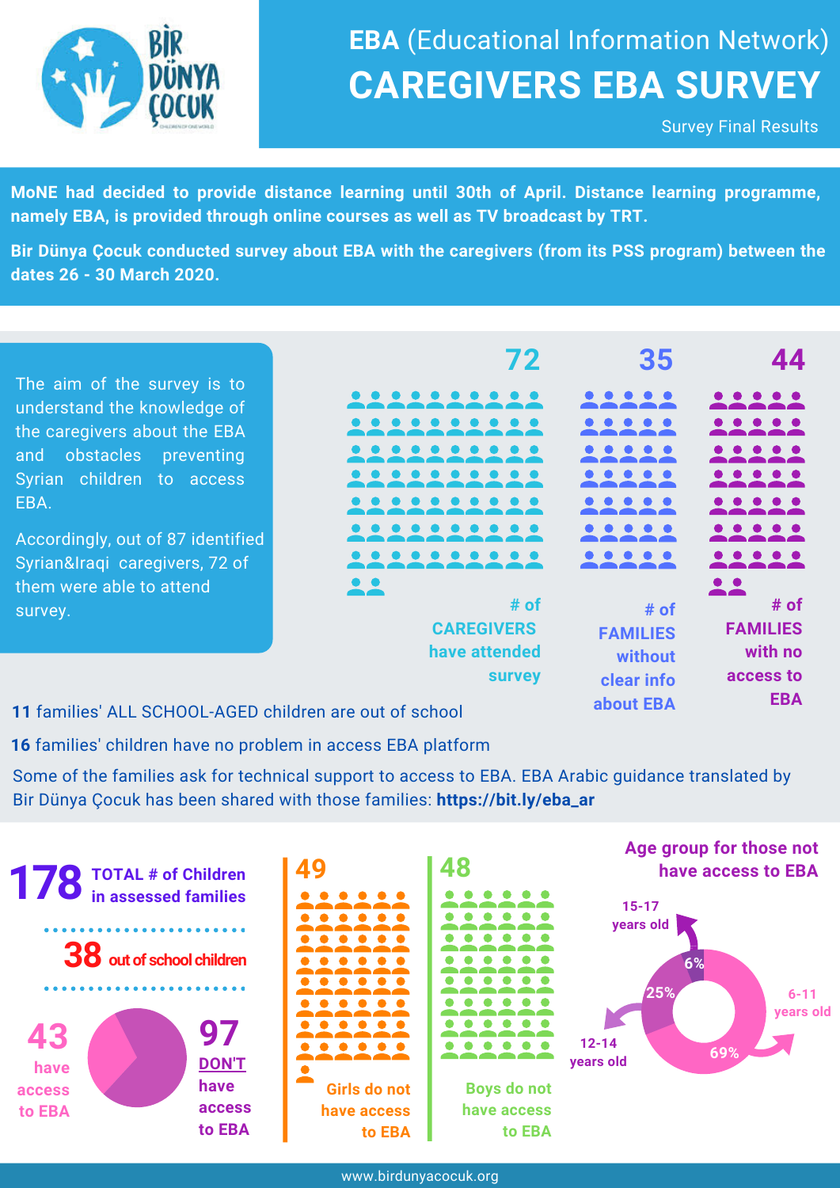BİR DÜNYA ÇOCUK

CHILDREN OF ONE WORLD

# EBA (Educational Information Network)

# CAREGIVERS EBA SURVEY

Survey Final Results

**MoNE had decided to provide distance learning until 30th of April. Distance learning programme, namely EBA, is provided through online courses as well as TV broadcast by TRT.**

**Bir Dünya Çocuk conducted survey about EBA with the caregivers (from its PSS program) between the dates 26 - 30 March 2020.**

The aim of the survey is to understand the knowledge of the caregivers about the EBA and obstacles preventing Syrian children to access EBA.

Accordingly, out of 87 identified Syrian&Iraqi caregivers, 72 of them were able to attend survey.

**72** # of CAREGIVERS have attended survey

**35** # of FAMILIES without clear info about EBA

**44** # of FAMILIES with no access to EBA

**11** families' ALL SCHOOL-AGED children are out of school

**16** families' children have no problem in access EBA platform

Some of the families ask for technical support to access to EBA. EBA Arabic guidance translated by Bir Dünya Çocuk has been shared with those families: **https://bit.ly/eba_ar**

**178** TOTAL # of Children in assessed families

**38** out of school children

**43** have access to EBA

**97** DON'T have access to EBA

**49** Girls do not have access to EBA

**48** Boys do not have access to EBA

**Age group for those not have access to EBA**

- 6-11 years old: 69%
- 12-14 years old: 25%
- 15-17 years old: 6%

www.birdunyacocuk.org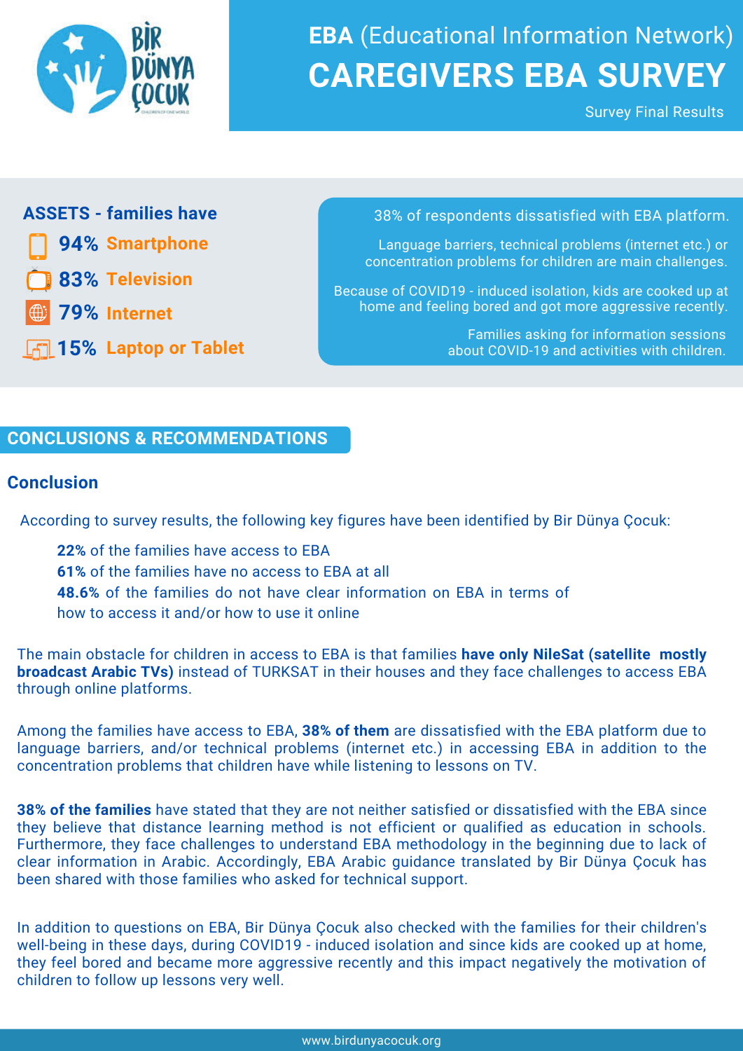# EBA (Educational Information Network)

# CAREGIVERS EBA SURVEY

Survey Final Results

## ASSETS - families have

- **94%** Smartphone
- **83%** Television
- **79%** Internet
- **15%** Laptop or Tablet

38% of respondents dissatisfied with EBA platform.

Language barriers, technical problems (internet etc.) or concentration problems for children are main challenges.

Because of COVID19 - induced isolation, kids are cooked up at home and feeling bored and got more aggressive recently.

Families asking for information sessions about COVID-19 and activities with children.

## CONCLUSIONS & RECOMMENDATIONS

### Conclusion

According to survey results, the following key figures have been identified by Bir Dünya Çocuk:

**22%** of the families have access to EBA
**61%** of the families have no access to EBA at all
**48.6%** of the families do not have clear information on EBA in terms of how to access it and/or how to use it online

The main obstacle for children in access to EBA is that families **have only NileSat (satellite mostly broadcast Arabic TVs)** instead of TURKSAT in their houses and they face challenges to access EBA through online platforms.

Among the families have access to EBA, **38% of them** are dissatisfied with the EBA platform due to language barriers, and/or technical problems (internet etc.) in accessing EBA in addition to the concentration problems that children have while listening to lessons on TV.

**38% of the families** have stated that they are not neither satisfied or dissatisfied with the EBA since they believe that distance learning method is not efficient or qualified as education in schools. Furthermore, they face challenges to understand EBA methodology in the beginning due to lack of clear information in Arabic. Accordingly, EBA Arabic guidance translated by Bir Dünya Çocuk has been shared with those families who asked for technical support.

In addition to questions on EBA, Bir Dünya Çocuk also checked with the families for their children's well-being in these days, during COVID19 - induced isolation and since kids are cooked up at home, they feel bored and became more aggressive recently and this impact negatively the motivation of children to follow up lessons very well.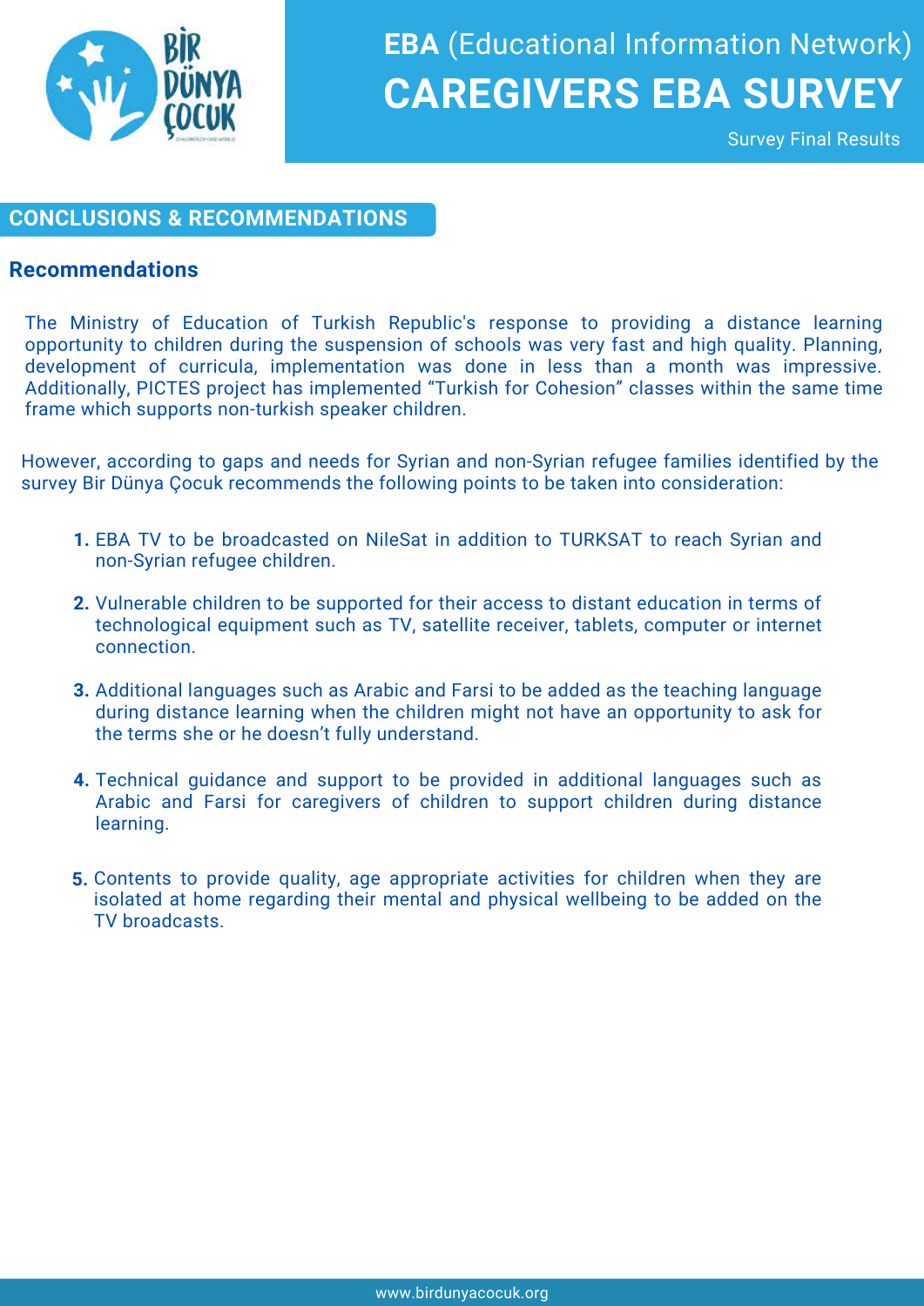# EBA (Educational Information Network)
# CAREGIVERS EBA SURVEY

Survey Final Results

## CONCLUSIONS & RECOMMENDATIONS

### Recommendations

The Ministry of Education of Turkish Republic's response to providing a distance learning opportunity to children during the suspension of schools was very fast and high quality. Planning, development of curricula, implementation was done in less than a month was impressive. Additionally, PICTES project has implemented “Turkish for Cohesion” classes within the same time frame which supports non-turkish speaker children.

However, according to gaps and needs for Syrian and non-Syrian refugee families identified by the survey Bir Dünya Çocuk recommends the following points to be taken into consideration:

1. EBA TV to be broadcasted on NileSat in addition to TURKSAT to reach Syrian and non-Syrian refugee children.
2. Vulnerable children to be supported for their access to distant education in terms of technological equipment such as TV, satellite receiver, tablets, computer or internet connection.
3. Additional languages such as Arabic and Farsi to be added as the teaching language during distance learning when the children might not have an opportunity to ask for the terms she or he doesn’t fully understand.
4. Technical guidance and support to be provided in additional languages such as Arabic and Farsi for caregivers of children to support children during distance learning.
5. Contents to provide quality, age appropriate activities for children when they are isolated at home regarding their mental and physical wellbeing to be added on the TV broadcasts.